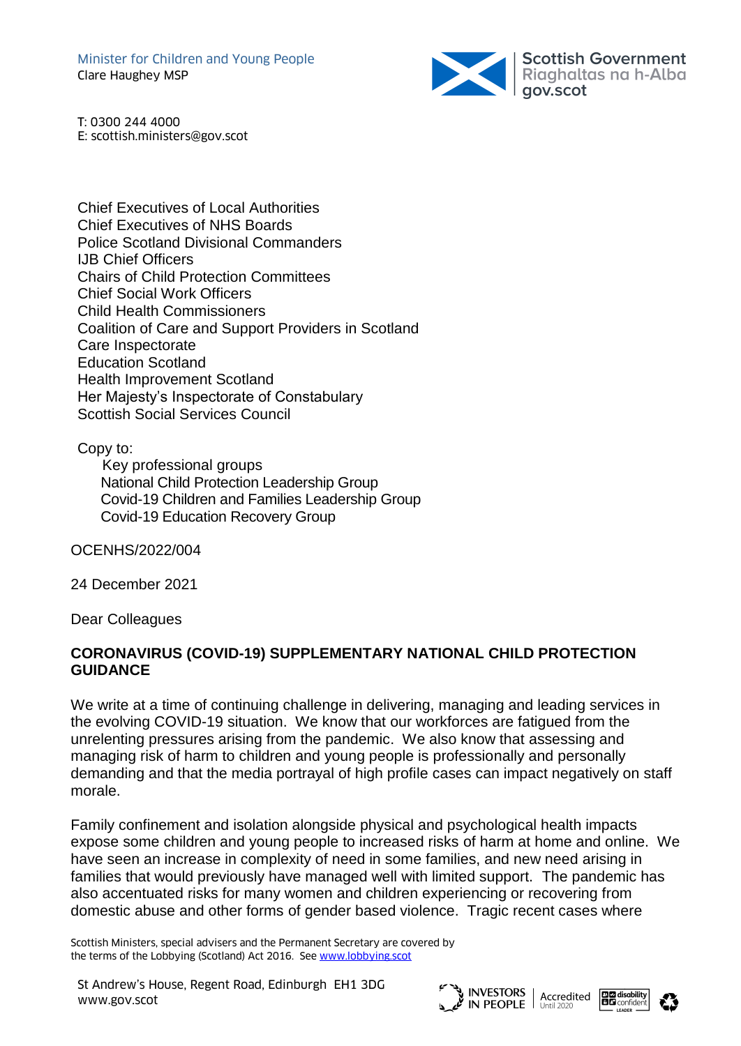Minister for Children and Young People
Clare Haughey MSP

Scottish Government
Riaghaltas na h-Alba
gov.scot

T: 0300 244 4000
E: scottish.ministers@gov.scot

Chief Executives of Local Authorities
Chief Executives of NHS Boards
Police Scotland Divisional Commanders
IJB Chief Officers
Chairs of Child Protection Committees
Chief Social Work Officers
Child Health Commissioners
Coalition of Care and Support Providers in Scotland
Care Inspectorate
Education Scotland
Health Improvement Scotland
Her Majesty's Inspectorate of Constabulary
Scottish Social Services Council

Copy to:
Key professional groups
National Child Protection Leadership Group
Covid-19 Children and Families Leadership Group
Covid-19 Education Recovery Group

OCENHS/2022/004

24 December 2021

Dear Colleagues

**CORONAVIRUS (COVID-19) SUPPLEMENTARY NATIONAL CHILD PROTECTION GUIDANCE**

We write at a time of continuing challenge in delivering, managing and leading services in the evolving COVID-19 situation. We know that our workforces are fatigued from the unrelenting pressures arising from the pandemic. We also know that assessing and managing risk of harm to children and young people is professionally and personally demanding and that the media portrayal of high profile cases can impact negatively on staff morale.

Family confinement and isolation alongside physical and psychological health impacts expose some children and young people to increased risks of harm at home and online. We have seen an increase in complexity of need in some families, and new need arising in families that would previously have managed well with limited support. The pandemic has also accentuated risks for many women and children experiencing or recovering from domestic abuse and other forms of gender based violence. Tragic recent cases where

Scottish Ministers, special advisers and the Permanent Secretary are covered by the terms of the Lobbying (Scotland) Act 2016. See www.lobbying.scot

St Andrew's House, Regent Road, Edinburgh EH1 3DG
www.gov.scot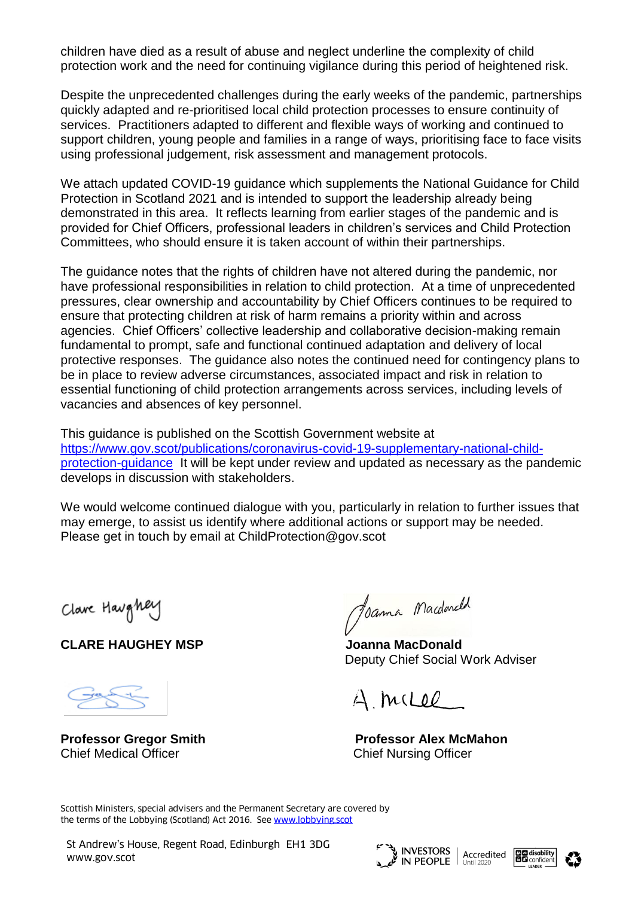children have died as a result of abuse and neglect underline the complexity of child protection work and the need for continuing vigilance during this period of heightened risk.

Despite the unprecedented challenges during the early weeks of the pandemic, partnerships quickly adapted and re-prioritised local child protection processes to ensure continuity of services. Practitioners adapted to different and flexible ways of working and continued to support children, young people and families in a range of ways, prioritising face to face visits using professional judgement, risk assessment and management protocols.

We attach updated COVID-19 guidance which supplements the National Guidance for Child Protection in Scotland 2021 and is intended to support the leadership already being demonstrated in this area. It reflects learning from earlier stages of the pandemic and is provided for Chief Officers, professional leaders in children's services and Child Protection Committees, who should ensure it is taken account of within their partnerships.

The guidance notes that the rights of children have not altered during the pandemic, nor have professional responsibilities in relation to child protection. At a time of unprecedented pressures, clear ownership and accountability by Chief Officers continues to be required to ensure that protecting children at risk of harm remains a priority within and across agencies. Chief Officers' collective leadership and collaborative decision-making remain fundamental to prompt, safe and functional continued adaptation and delivery of local protective responses. The guidance also notes the continued need for contingency plans to be in place to review adverse circumstances, associated impact and risk in relation to essential functioning of child protection arrangements across services, including levels of vacancies and absences of key personnel.

This guidance is published on the Scottish Government website at [https://www.gov.scot/publications/coronavirus-covid-19-supplementary-national-child-protection-guidance](https://www.gov.scot/publications/coronavirus-covid-19-supplementary-national-child-protection-guidance) It will be kept under review and updated as necessary as the pandemic develops in discussion with stakeholders.

We would welcome continued dialogue with you, particularly in relation to further issues that may emerge, to assist us identify where additional actions or support may be needed. Please get in touch by email at ChildProtection@gov.scot

Clare Haughey

**CLARE HAUGHEY MSP**

Joanna Macdonald

**Joanna MacDonald**
Deputy Chief Social Work Adviser

**Professor Gregor Smith**
Chief Medical Officer

A. McLee

**Professor Alex McMahon**
Chief Nursing Officer

Scottish Ministers, special advisers and the Permanent Secretary are covered by the terms of the Lobbying (Scotland) Act 2016. See [www.lobbying.scot](www.lobbying.scot)

St Andrew's House, Regent Road, Edinburgh EH1 3DG
www.gov.scot

INVESTORS IN PEOPLE | Accredited Until 2020 | disability confident LEADER